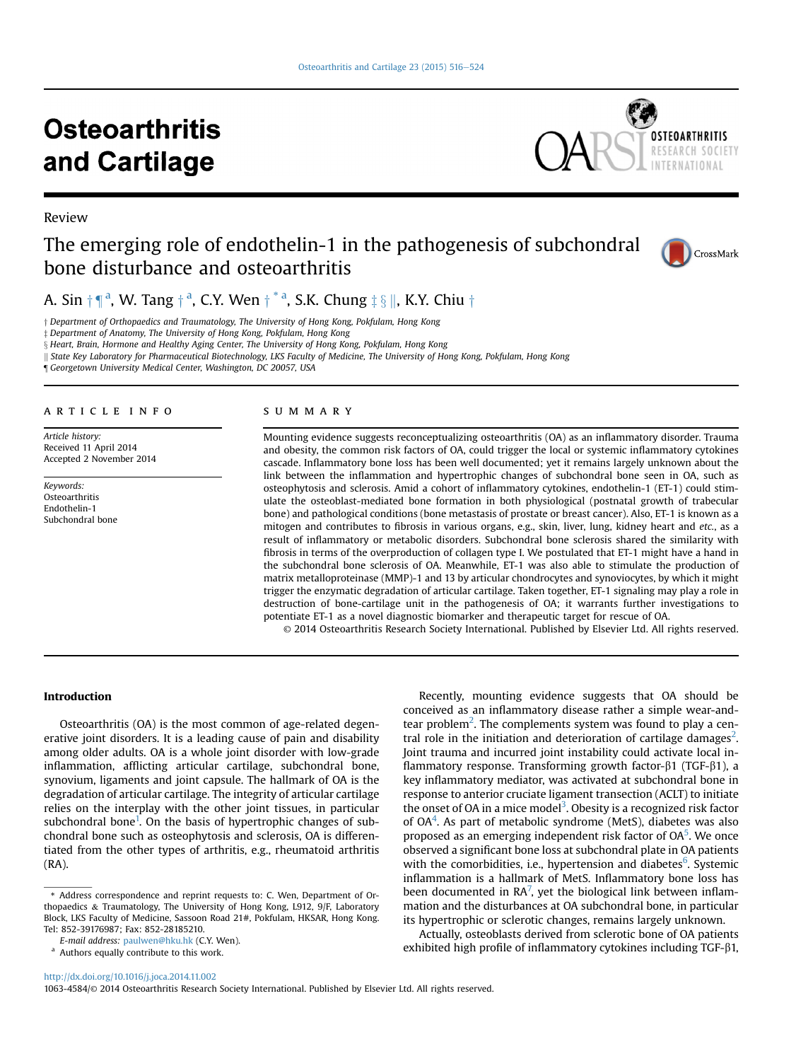Review

# The emerging role of endothelin-1 in the pathogenesis of subchondral bone disturbance and osteoarthritis

A. Sin [†][¶][a], W. Tang [†][a], C.Y. Wen [†][*][a], S.K. Chung [‡][§][||], K.Y. Chiu [†]

[†] Department of Orthopaedics and Traumatology, The University of Hong Kong, Pokfulam, Hong Kong
[‡] Department of Anatomy, The University of Hong Kong, Pokfulam, Hong Kong
[§] Heart, Brain, Hormone and Healthy Aging Center, The University of Hong Kong, Pokfulam, Hong Kong
[||] State Key Laboratory for Pharmaceutical Biotechnology, LKS Faculty of Medicine, The University of Hong Kong, Pokfulam, Hong Kong
[¶] Georgetown University Medical Center, Washington, DC 20057, USA

## ARTICLE INFO

*Article history:*
Received 11 April 2014
Accepted 2 November 2014

*Keywords:*
Osteoarthritis
Endothelin-1
Subchondral bone

## SUMMARY

Mounting evidence suggests reconceptualizing osteoarthritis (OA) as an inflammatory disorder. Trauma and obesity, the common risk factors of OA, could trigger the local or systemic inflammatory cytokines cascade. Inflammatory bone loss has been well documented; yet it remains largely unknown about the link between the inflammation and hypertrophic changes of subchondral bone seen in OA, such as osteophytosis and sclerosis. Amid a cohort of inflammatory cytokines, endothelin-1 (ET-1) could stimulate the osteoblast-mediated bone formation in both physiological (postnatal growth of trabecular bone) and pathological conditions (bone metastasis of prostate or breast cancer). Also, ET-1 is known as a mitogen and contributes to fibrosis in various organs, e.g., skin, liver, lung, kidney heart and *etc.*, as a result of inflammatory or metabolic disorders. Subchondral bone sclerosis shared the similarity with fibrosis in terms of the overproduction of collagen type I. We postulated that ET-1 might have a hand in the subchondral bone sclerosis of OA. Meanwhile, ET-1 was also able to stimulate the production of matrix metalloproteinase (MMP)-1 and 13 by articular chondrocytes and synoviocytes, by which it might trigger the enzymatic degradation of articular cartilage. Taken together, ET-1 signaling may play a role in destruction of bone-cartilage unit in the pathogenesis of OA; it warrants further investigations to potentiate ET-1 as a novel diagnostic biomarker and therapeutic target for rescue of OA.

© 2014 Osteoarthritis Research Society International. Published by Elsevier Ltd. All rights reserved.

## Introduction

Osteoarthritis (OA) is the most common of age-related degenerative joint disorders. It is a leading cause of pain and disability among older adults. OA is a whole joint disorder with low-grade inflammation, afflicting articular cartilage, subchondral bone, synovium, ligaments and joint capsule. The hallmark of OA is the degradation of articular cartilage. The integrity of articular cartilage relies on the interplay with the other joint tissues, in particular subchondral bone[1]. On the basis of hypertrophic changes of subchondral bone such as osteophytosis and sclerosis, OA is differentiated from the other types of arthritis, e.g., rheumatoid arthritis (RA).

Recently, mounting evidence suggests that OA should be conceived as an inflammatory disease rather a simple wear-and-tear problem[2]. The complements system was found to play a central role in the initiation and deterioration of cartilage damages[2]. Joint trauma and incurred joint instability could activate local inflammatory response. Transforming growth factor-β1 (TGF-β1), a key inflammatory mediator, was activated at subchondral bone in response to anterior cruciate ligament transection (ACLT) to initiate the onset of OA in a mice model[3]. Obesity is a recognized risk factor of OA[4]. As part of metabolic syndrome (MetS), diabetes was also proposed as an emerging independent risk factor of OA[5]. We once observed a significant bone loss at subchondral plate in OA patients with the comorbidities, i.e., hypertension and diabetes[6]. Systemic inflammation is a hallmark of MetS. Inflammatory bone loss has been documented in RA[7], yet the biological link between inflammation and the disturbances at OA subchondral bone, in particular its hypertrophic or sclerotic changes, remains largely unknown.

Actually, osteoblasts derived from sclerotic bone of OA patients exhibited high profile of inflammatory cytokines including TGF-β1,

[*] Address correspondence and reprint requests to: C. Wen, Department of Orthopaedics & Traumatology, The University of Hong Kong, L912, 9/F, Laboratory Block, LKS Faculty of Medicine, Sassoon Road 21#, Pokfulam, HKSAR, Hong Kong. Tel: 852-39176987; Fax: 852-28185210.
E-mail address: paulwen@hku.hk (C.Y. Wen).
[a] Authors equally contribute to this work.

http://dx.doi.org/10.1016/j.joca.2014.11.002
1063-4584/© 2014 Osteoarthritis Research Society International. Published by Elsevier Ltd. All rights reserved.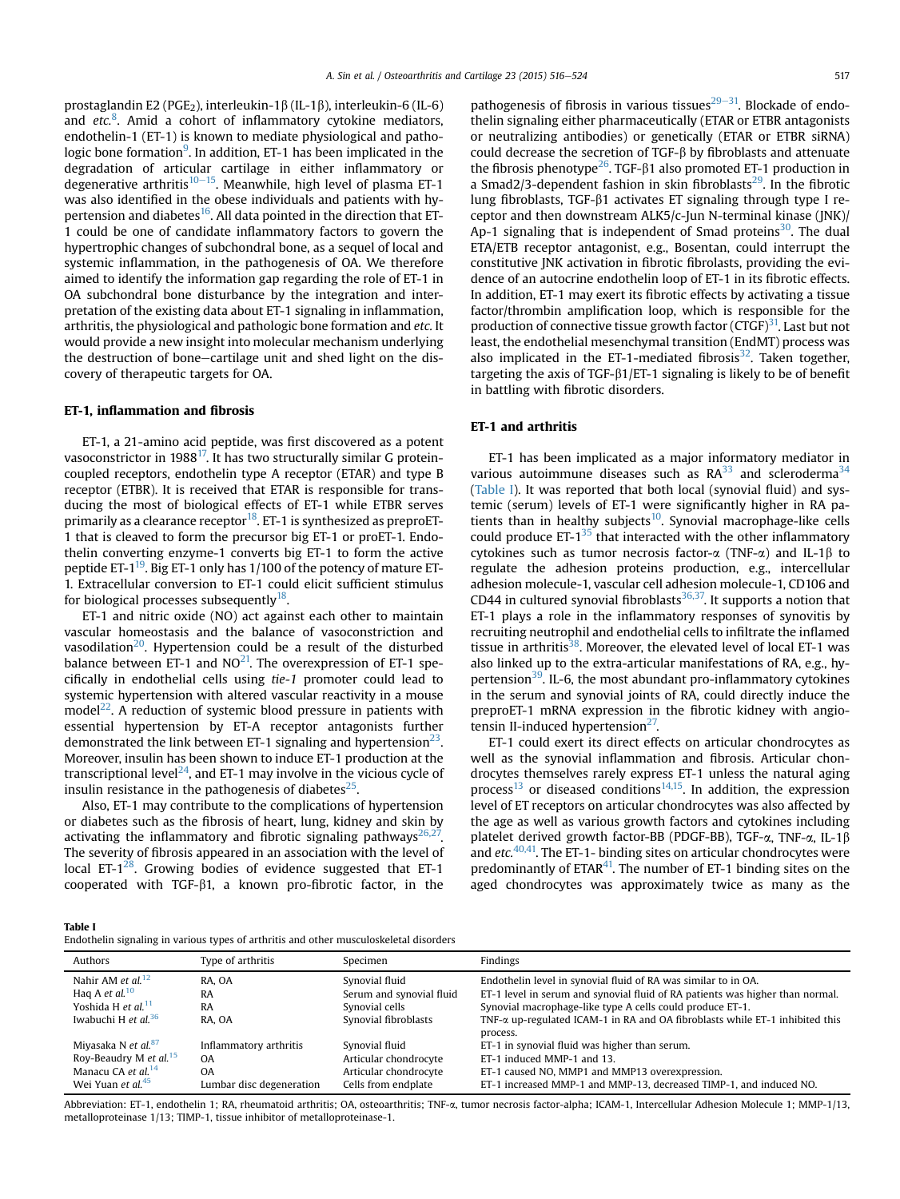prostaglandin E2 ($PGE_2$), interleukin-1β (IL-1β), interleukin-6 (IL-6) and *etc.*[8]. Amid a cohort of inflammatory cytokine mediators, endothelin-1 (ET-1) is known to mediate physiological and pathologic bone formation[9]. In addition, ET-1 has been implicated in the degradation of articular cartilage in either inflammatory or degenerative arthritis[10–15]. Meanwhile, high level of plasma ET-1 was also identified in the obese individuals and patients with hypertension and diabetes[16]. All data pointed in the direction that ET-1 could be one of candidate inflammatory factors to govern the hypertrophic changes of subchondral bone, as a sequel of local and systemic inflammation, in the pathogenesis of OA. We therefore aimed to identify the information gap regarding the role of ET-1 in OA subchondral bone disturbance by the integration and interpretation of the existing data about ET-1 signaling in inflammation, arthritis, the physiological and pathologic bone formation and *etc.* It would provide a new insight into molecular mechanism underlying the destruction of bone–cartilage unit and shed light on the discovery of therapeutic targets for OA.

## ET-1, inflammation and fibrosis

ET-1, a 21-amino acid peptide, was first discovered as a potent vasoconstrictor in 1988[17]. It has two structurally similar G protein-coupled receptors, endothelin type A receptor (ETAR) and type B receptor (ETBR). It is received that ETAR is responsible for transducing the most of biological effects of ET-1 while ETBR serves primarily as a clearance receptor[18]. ET-1 is synthesized as preproET-1 that is cleaved to form the precursor big ET-1 or proET-1. Endothelin converting enzyme-1 converts big ET-1 to form the active peptide ET-1[19]. Big ET-1 only has 1/100 of the potency of mature ET-1. Extracellular conversion to ET-1 could elicit sufficient stimulus for biological processes subsequently[18].

ET-1 and nitric oxide (NO) act against each other to maintain vascular homeostasis and the balance of vasoconstriction and vasodilation[20]. Hypertension could be a result of the disturbed balance between ET-1 and NO[21]. The overexpression of ET-1 specifically in endothelial cells using *tie-1* promoter could lead to systemic hypertension with altered vascular reactivity in a mouse model[22]. A reduction of systemic blood pressure in patients with essential hypertension by ET-A receptor antagonists further demonstrated the link between ET-1 signaling and hypertension[23]. Moreover, insulin has been shown to induce ET-1 production at the transcriptional level[24], and ET-1 may involve in the vicious cycle of insulin resistance in the pathogenesis of diabetes[25].

Also, ET-1 may contribute to the complications of hypertension or diabetes such as the fibrosis of heart, lung, kidney and skin by activating the inflammatory and fibrotic signaling pathways[26,27]. The severity of fibrosis appeared in an association with the level of local ET-1[28]. Growing bodies of evidence suggested that ET-1 cooperated with TGF-β1, a known pro-fibrotic factor, in the pathogenesis of fibrosis in various tissues[29–31]. Blockade of endothelin signaling either pharmaceutically (ETAR or ETBR antagonists or neutralizing antibodies) or genetically (ETAR or ETBR siRNA) could decrease the secretion of TGF-β by fibroblasts and attenuate the fibrosis phenotype[26]. TGF-β1 also promoted ET-1 production in a Smad2/3-dependent fashion in skin fibroblasts[29]. In the fibrotic lung fibroblasts, TGF-β1 activates ET signaling through type I receptor and then downstream ALK5/c-Jun N-terminal kinase (JNK)/Ap-1 signaling that is independent of Smad proteins[30]. The dual ETA/ETB receptor antagonist, e.g., Bosentan, could interrupt the constitutive JNK activation in fibrotic fibroblasts, providing the evidence of an autocrine endothelin loop of ET-1 in its fibrotic effects. In addition, ET-1 may exert its fibrotic effects by activating a tissue factor/thrombin amplification loop, which is responsible for the production of connective tissue growth factor (CTGF)[31]. Last but not least, the endothelial mesenchymal transition (EndMT) process was also implicated in the ET-1-mediated fibrosis[32]. Taken together, targeting the axis of TGF-β1/ET-1 signaling is likely to be of benefit in battling with fibrotic disorders.

## ET-1 and arthritis

ET-1 has been implicated as a major informatory mediator in various autoimmune diseases such as RA[33] and scleroderma[34] (Table I). It was reported that both local (synovial fluid) and systemic (serum) levels of ET-1 were significantly higher in RA patients than in healthy subjects[10]. Synovial macrophage-like cells could produce ET-1[35] that interacted with the other inflammatory cytokines such as tumor necrosis factor-α (TNF-α) and IL-1β to regulate the adhesion proteins production, e.g., intercellular adhesion molecule-1, vascular cell adhesion molecule-1, CD106 and CD44 in cultured synovial fibroblasts[36,37]. It supports a notion that ET-1 plays a role in the inflammatory responses of synovitis by recruiting neutrophil and endothelial cells to infiltrate the inflamed tissue in arthritis[38]. Moreover, the elevated level of local ET-1 was also linked up to the extra-articular manifestations of RA, e.g., hypertension[39]. IL-6, the most abundant pro-inflammatory cytokines in the serum and synovial joints of RA, could directly induce the preproET-1 mRNA expression in the fibrotic kidney with angiotensin II-induced hypertension[27].

ET-1 could exert its direct effects on articular chondrocytes as well as the synovial inflammation and fibrosis. Articular chondrocytes themselves rarely express ET-1 unless the natural aging process[13] or diseased conditions[14,15]. In addition, the expression level of ET receptors on articular chondrocytes was also affected by the age as well as various growth factors and cytokines including platelet derived growth factor-BB (PDGF-BB), TGF-α, TNF-α, IL-1β and *etc.*[40,41]. The ET-1- binding sites on articular chondrocytes were predominantly of ETAR[41]. The number of ET-1 binding sites on the aged chondrocytes was approximately twice as many as the

**Table I**
Endothelin signaling in various types of arthritis and other musculoskeletal disorders

| Authors | Type of arthritis | Specimen | Findings |
|---|---|---|---|
| Nahir AM *et al.*[12] | RA, OA | Synovial fluid | Endothelin level in synovial fluid of RA was similar to in OA. |
| Haq A *et al.*[10] | RA | Serum and synovial fluid | ET-1 level in serum and synovial fluid of RA patients was higher than normal. |
| Yoshida H *et al.*[11] | RA | Synovial cells | Synovial macrophage-like type A cells could produce ET-1. |
| Iwabuchi H *et al.*[36] | RA, OA | Synovial fibroblasts | TNF-α up-regulated ICAM-1 in RA and OA fibroblasts while ET-1 inhibited this process. |
| Miyasaka N *et al.*[87] | Inflammatory arthritis | Synovial fluid | ET-1 in synovial fluid was higher than serum. |
| Roy-Beaudry M *et al.*[15] | OA | Articular chondrocyte | ET-1 induced MMP-1 and 13. |
| Manacu CA *et al.*[14] | OA | Articular chondrocyte | ET-1 caused NO, MMP1 and MMP13 overexpression. |
| Wei Yuan *et al.*[45] | Lumbar disc degeneration | Cells from endplate | ET-1 increased MMP-1 and MMP-13, decreased TIMP-1, and induced NO. |

Abbreviation: ET-1, endothelin 1; RA, rheumatoid arthritis; OA, osteoarthritis; TNF-α, tumor necrosis factor-alpha; ICAM-1, Intercellular Adhesion Molecule 1; MMP-1/13, metalloproteinase 1/13; TIMP-1, tissue inhibitor of metalloproteinase-1.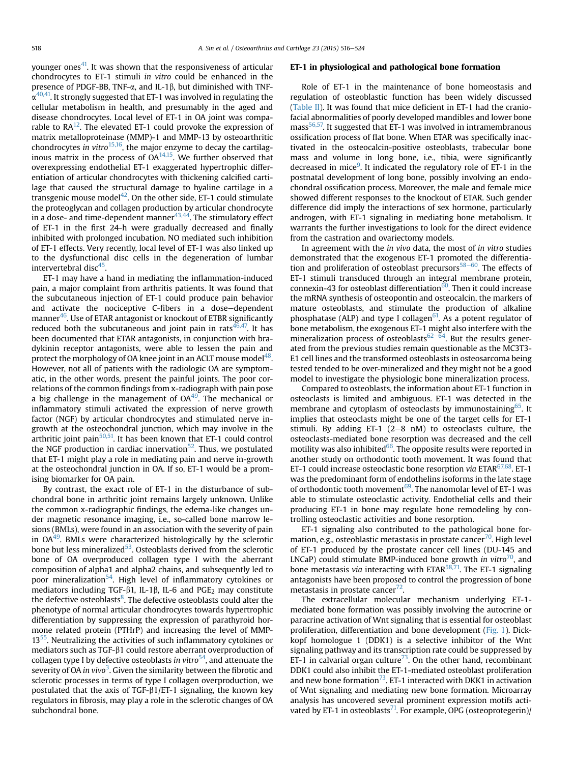younger ones[41]. It was shown that the responsiveness of articular chondrocytes to ET-1 stimuli *in vitro* could be enhanced in the presence of PDGF-BB, TNF-α, and IL-1β, but diminished with TNF-α[40,41]. It strongly suggested that ET-1 was involved in regulating the cellular metabolism in health, and presumably in the aged and disease chondrocytes. Local level of ET-1 in OA joint was comparable to RA[12]. The elevated ET-1 could provoke the expression of matrix metalloproteinase (MMP)-1 and MMP-13 by osteoarthritic chondrocytes *in vitro*[15,16], the major enzyme to decay the cartilaginous matrix in the process of OA[14,15]. We further observed that overexpressing endothelial ET-1 exaggerated hypertrophic differentiation of articular chondrocytes with thickening calcified cartilage that caused the structural damage to hyaline cartilage in a transgenic mouse model[42]. On the other side, ET-1 could stimulate the proteoglycan and collagen production by articular chondrocyte in a dose- and time-dependent manner[43,44]. The stimulatory effect of ET-1 in the first 24-h were gradually decreased and finally inhibited with prolonged incubation. NO mediated such inhibition of ET-1 effects. Very recently, local level of ET-1 was also linked up to the dysfunctional disc cells in the degeneration of lumbar intervertebral disc[45].

ET-1 may have a hand in mediating the inflammation-induced pain, a major complaint from arthritis patients. It was found that the subcutaneous injection of ET-1 could produce pain behavior and activate the nociceptive C-fibers in a dose–dependent manner[46]. Use of ETAR antagonist or knockout of ETBR significantly reduced both the subcutaneous and joint pain in rats[46,47]. It has been documented that ETAR antagonists, in conjunction with bradykinin receptor antagonists, were able to lessen the pain and protect the morphology of OA knee joint in an ACLT mouse model[48]. However, not all of patients with the radiologic OA are symptomatic, in the other words, present the painful joints. The poor correlations of the common findings from x-radiograph with pain pose a big challenge in the management of OA[49]. The mechanical or inflammatory stimuli activated the expression of nerve growth factor (NGF) by articular chondrocytes and stimulated nerve ingrowth at the osteochondral junction, which may involve in the arthritic joint pain[50,51]. It has been known that ET-1 could control the NGF production in cardiac innervation[52]. Thus, we postulated that ET-1 might play a role in mediating pain and nerve in-growth at the osteochondral junction in OA. If so, ET-1 would be a promising biomarker for OA pain.

By contrast, the exact role of ET-1 in the disturbance of subchondral bone in arthritic joint remains largely unknown. Unlike the common x-radiographic findings, the edema-like changes under magnetic resonance imaging, i.e., so-called bone marrow lesions (BMLs), were found in an association with the severity of pain in OA[49]. BMLs were characterized histologically by the sclerotic bone but less mineralized[53]. Osteoblasts derived from the sclerotic bone of OA overproduced collagen type I with the aberrant composition of alpha1 and alpha2 chains, and subsequently led to poor mineralization[54]. High level of inflammatory cytokines or mediators including TGF-β1, IL-1β, IL-6 and $PGE_2$ may constitute the defective osteoblasts[8]. The defective osteoblasts could alter the phenotype of normal articular chondrocytes towards hypertrophic differentiation by suppressing the expression of parathyroid hormone related protein (PTHrP) and increasing the level of MMP-13[55]. Neutralizing the activities of such inflammatory cytokines or mediators such as TGF-β1 could restore aberrant overproduction of collagen type I by defective osteoblasts *in vitro*[54], and attenuate the severity of OA *in vivo*[3]. Given the similarity between the fibrotic and sclerotic processes in terms of type I collagen overproduction, we postulated that the axis of TGF-β1/ET-1 signaling, the known key regulators in fibrosis, may play a role in the sclerotic changes of OA subchondral bone.

## ET-1 in physiological and pathological bone formation

Role of ET-1 in the maintenance of bone homeostasis and regulation of osteoblastic function has been widely discussed (Table II). It was found that mice deficient in ET-1 had the craniofacial abnormalities of poorly developed mandibles and lower bone mass[56,57]. It suggested that ET-1 was involved in intramembranous ossification process of flat bone. When ETAR was specifically inactivated in the osteocalcin-positive osteoblasts, trabecular bone mass and volume in long bone, i.e., tibia, were significantly decreased in mice[9]. It indicated the regulatory role of ET-1 in the postnatal development of long bone, possibly involving an endochondral ossification process. Moreover, the male and female mice showed different responses to the knockout of ETAR. Such gender difference did imply the interactions of sex hormone, particularly androgen, with ET-1 signaling in mediating bone metabolism. It warrants the further investigations to look for the direct evidence from the castration and ovariectomy models.

In agreement with the *in vivo* data, the most of *in vitro* studies demonstrated that the exogenous ET-1 promoted the differentiation and proliferation of osteoblast precursors[58–60]. The effects of ET-1 stimuli transduced through an integral membrane protein, connexin-43 for osteoblast differentiation[60]. Then it could increase the mRNA synthesis of osteopontin and osteocalcin, the markers of mature osteoblasts, and stimulate the production of alkaline phosphatase (ALP) and type I collagen[61]. As a potent regulator of bone metabolism, the exogenous ET-1 might also interfere with the mineralization process of osteoblasts[62–64]. But the results generated from the previous studies remain questionable as the MC3T3-E1 cell lines and the transformed osteoblasts in osteosarcoma being tested tended to be over-mineralized and they might not be a good model to investigate the physiologic bone mineralization process.

Compared to osteoblasts, the information about ET-1 function in osteoclasts is limited and ambiguous. ET-1 was detected in the membrane and cytoplasm of osteoclasts by immunostaining[65]. It implies that osteoclasts might be one of the target cells for ET-1 stimuli. By adding ET-1 (2–8 nM) to osteoclasts culture, the osteoclasts-mediated bone resorption was decreased and the cell motility was also inhibited[66]. The opposite results were reported in another study on orthodontic tooth movement. It was found that ET-1 could increase osteoclastic bone resorption *via* ETAR[67,68]. ET-1 was the predominant form of endothelins isoforms in the late stage of orthodontic tooth movement[69]. The nanomolar level of ET-1 was able to stimulate osteoclastic activity. Endothelial cells and their producing ET-1 in bone may regulate bone remodeling by controlling osteoclastic activities and bone resorption.

ET-1 signaling also contributed to the pathological bone formation, e.g., osteoblastic metastasis in prostate cancer[70]. High level of ET-1 produced by the prostate cancer cell lines (DU-145 and LNCaP) could stimulate BMP-induced bone growth *in vitro*[70], and bone metastasis *via* interacting with ETAR[58,71]. The ET-1 signaling antagonists have been proposed to control the progression of bone metastasis in prostate cancer[72].

The extracellular molecular mechanism underlying ET-1-mediated bone formation was possibly involving the autocrine or paracrine activation of Wnt signaling that is essential for osteoblast proliferation, differentiation and bone development (Fig. 1). Dickkopf homologue 1 (DDK1) is a selective inhibitor of the Wnt signaling pathway and its transcription rate could be suppressed by ET-1 in calvarial organ culture[73]. On the other hand, recombinant DDK1 could also inhibit the ET-1-mediated osteoblast proliferation and new bone formation[73]. ET-1 interacted with DKK1 in activation of Wnt signaling and mediating new bone formation. Microarray analysis has uncovered several prominent expression motifs activated by ET-1 in osteoblasts[71]. For example, OPG (osteoprotegerin)/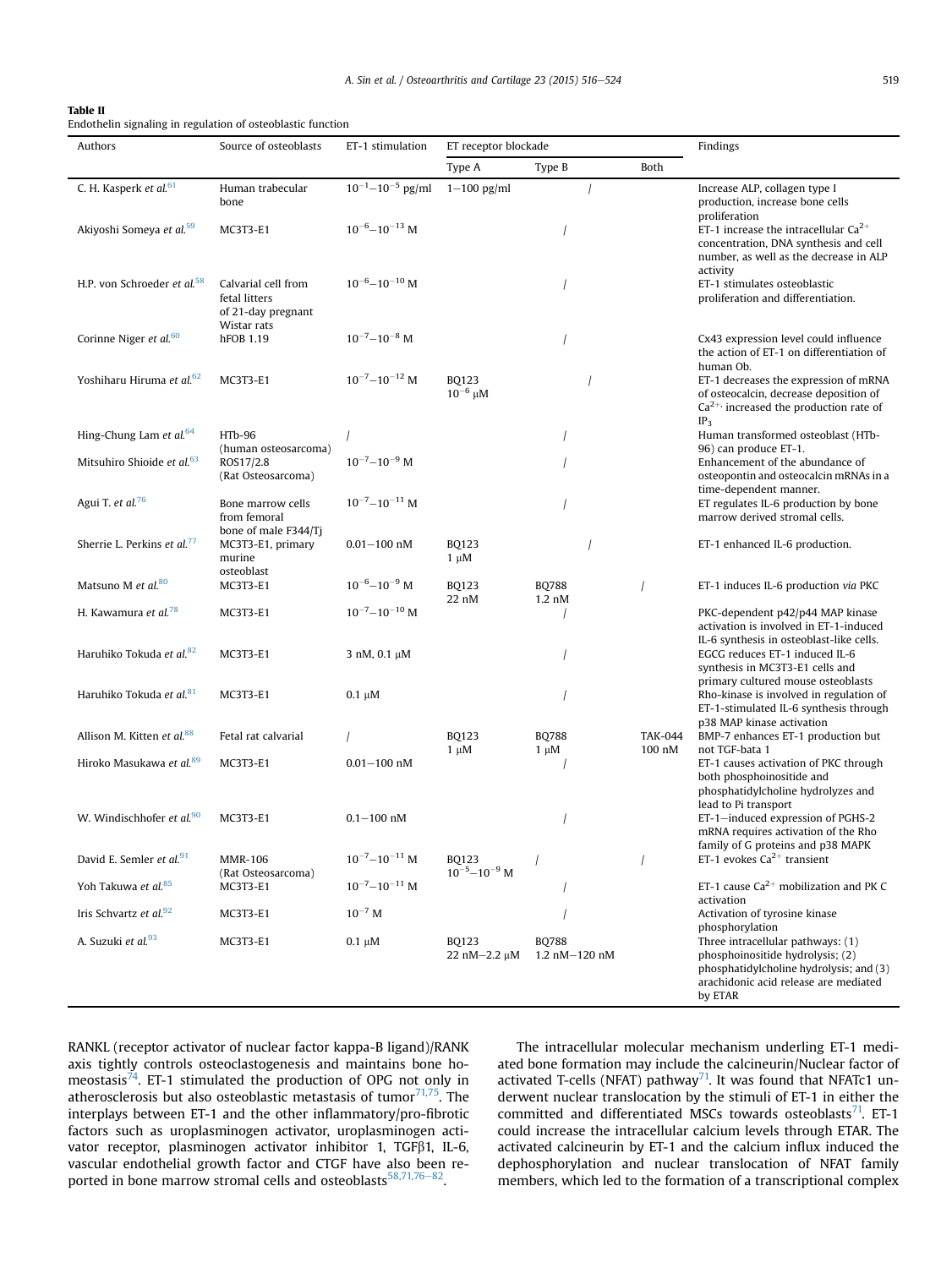**Table II**
Endothelin signaling in regulation of osteoblastic function

| Authors | Source of osteoblasts | ET-1 stimulation | ET receptor blockade | | | Findings |
|---|---|---|---|---|---|---|
| | | | Type A | Type B | Both | |
| C. H. Kasperk *et al.*[61] | Human trabecular bone | $10^{-1}$–$10^{-5}$ pg/ml | 1–100 pg/ml | / | | Increase ALP, collagen type I production, increase bone cells proliferation |
| Akiyoshi Someya *et al.*[59] | MC3T3-E1 | $10^{-6}$–$10^{-13}$ M | / | | | ET-1 increase the intracellular $Ca^{2+}$ concentration, DNA synthesis and cell number, as well as the decrease in ALP activity |
| H.P. von Schroeder *et al.*[58] | Calvarial cell from fetal litters of 21-day pregnant Wistar rats | $10^{-6}$–$10^{-10}$ M | / | | | ET-1 stimulates osteoblastic proliferation and differentiation. |
| Corinne Niger *et al.*[60] | hFOB 1.19 | $10^{-7}$–$10^{-8}$ M | / | | | Cx43 expression level could influence the action of ET-1 on differentiation of human Ob. |
| Yoshiharu Hiruma *et al.*[62] | MC3T3-E1 | $10^{-7}$–$10^{-12}$ M | BQ123 $10^{-6}$ μM | / | | ET-1 decreases the expression of mRNA of osteocalcin, decrease deposition of $Ca^{2+}$, increased the production rate of $IP_3$ |
| Hing-Chung Lam *et al.*[64] | HTb-96 (human osteosarcoma) | / | / | | | Human transformed osteoblast (HTb-96) can produce ET-1. |
| Mitsuhiro Shioide *et al.*[63] | ROS17/2.8 (Rat Osteosarcoma) | $10^{-7}$–$10^{-9}$ M | / | | | Enhancement of the abundance of osteopontin and osteocalcin mRNAs in a time-dependent manner. |
| Agui T. *et al.*[76] | Bone marrow cells from femoral bone of male F344/Tj | $10^{-7}$–$10^{-11}$ M | / | | | ET regulates IL-6 production by bone marrow derived stromal cells. |
| Sherrie L. Perkins *et al.*[77] | MC3T3-E1, primary murine osteoblast | 0.01–100 nM | BQ123 1 μM | / | | ET-1 enhanced IL-6 production. |
| Matsuno M *et al.*[80] | MC3T3-E1 | $10^{-6}$–$10^{-9}$ M | BQ123 22 nM | BQ788 1.2 nM | / | ET-1 induces IL-6 production *via* PKC |
| H. Kawamura *et al.*[78] | MC3T3-E1 | $10^{-7}$–$10^{-10}$ M | / | | | PKC-dependent p42/p44 MAP kinase activation is involved in ET-1-induced IL-6 synthesis in osteoblast-like cells. |
| Haruhiko Tokuda *et al.*[82] | MC3T3-E1 | 3 nM, 0.1 μM | / | | | EGCG reduces ET-1 induced IL-6 synthesis in MC3T3-E1 cells and primary cultured mouse osteoblasts |
| Haruhiko Tokuda *et al.*[81] | MC3T3-E1 | 0.1 μM | / | | | Rho-kinase is involved in regulation of ET-1-stimulated IL-6 synthesis through p38 MAP kinase activation |
| Allison M. Kitten *et al.*[88] | Fetal rat calvarial | / | BQ123 1 μM | BQ788 1 μM | TAK-044 100 nM | BMP-7 enhances ET-1 production but not TGF-bata 1 |
| Hiroko Masukawa *et al.*[89] | MC3T3-E1 | 0.01–100 nM | / | | | ET-1 causes activation of PKC through both phosphoinositide and phosphatidylcholine hydrolyzes and lead to Pi transport |
| W. Windischhofer *et al.*[90] | MC3T3-E1 | 0.1–100 nM | / | | | ET-1–induced expression of PGHS-2 mRNA requires activation of the Rho family of G proteins and p38 MAPK |
| David E. Semler *et al.*[91] | MMR-106 (Rat Osteosarcoma) | $10^{-7}$–$10^{-11}$ M | BQ123 $10^{-5}$–$10^{-9}$ M | / | / | ET-1 evokes $Ca^{2+}$ transient |
| Yoh Takuwa *et al.*[85] | MC3T3-E1 | $10^{-7}$–$10^{-11}$ M | / | | | ET-1 cause $Ca^{2+}$ mobilization and PK C activation |
| Iris Schvartz *et al.*[92] | MC3T3-E1 | $10^{-7}$ M | / | | | Activation of tyrosine kinase phosphorylation |
| A. Suzuki *et al.*[93] | MC3T3-E1 | 0.1 μM | BQ123 22 nM–2.2 μM | BQ788 1.2 nM–120 nM | | Three intracellular pathways: (1) phosphoinositide hydrolysis; (2) phosphatidylcholine hydrolysis; and (3) arachidonic acid release are mediated by ETAR |

RANKL (receptor activator of nuclear factor kappa-B ligand)/RANK axis tightly controls osteoclastogenesis and maintains bone homeostasis[74]. ET-1 stimulated the production of OPG not only in atherosclerosis but also osteoblastic metastasis of tumor[71,75]. The interplays between ET-1 and the other inflammatory/pro-fibrotic factors such as uroplasminogen activator, uroplasminogen activator receptor, plasminogen activator inhibitor 1, TGFβ1, IL-6, vascular endothelial growth factor and CTGF have also been reported in bone marrow stromal cells and osteoblasts[58,71,76–82].

The intracellular molecular mechanism underling ET-1 mediated bone formation may include the calcineurin/Nuclear factor of activated T-cells (NFAT) pathway[71]. It was found that NFATc1 underwent nuclear translocation by the stimuli of ET-1 in either the committed and differentiated MSCs towards osteoblasts[71]. ET-1 could increase the intracellular calcium levels through ETAR. The activated calcineurin by ET-1 and the calcium influx induced the dephosphorylation and nuclear translocation of NFAT family members, which led to the formation of a transcriptional complex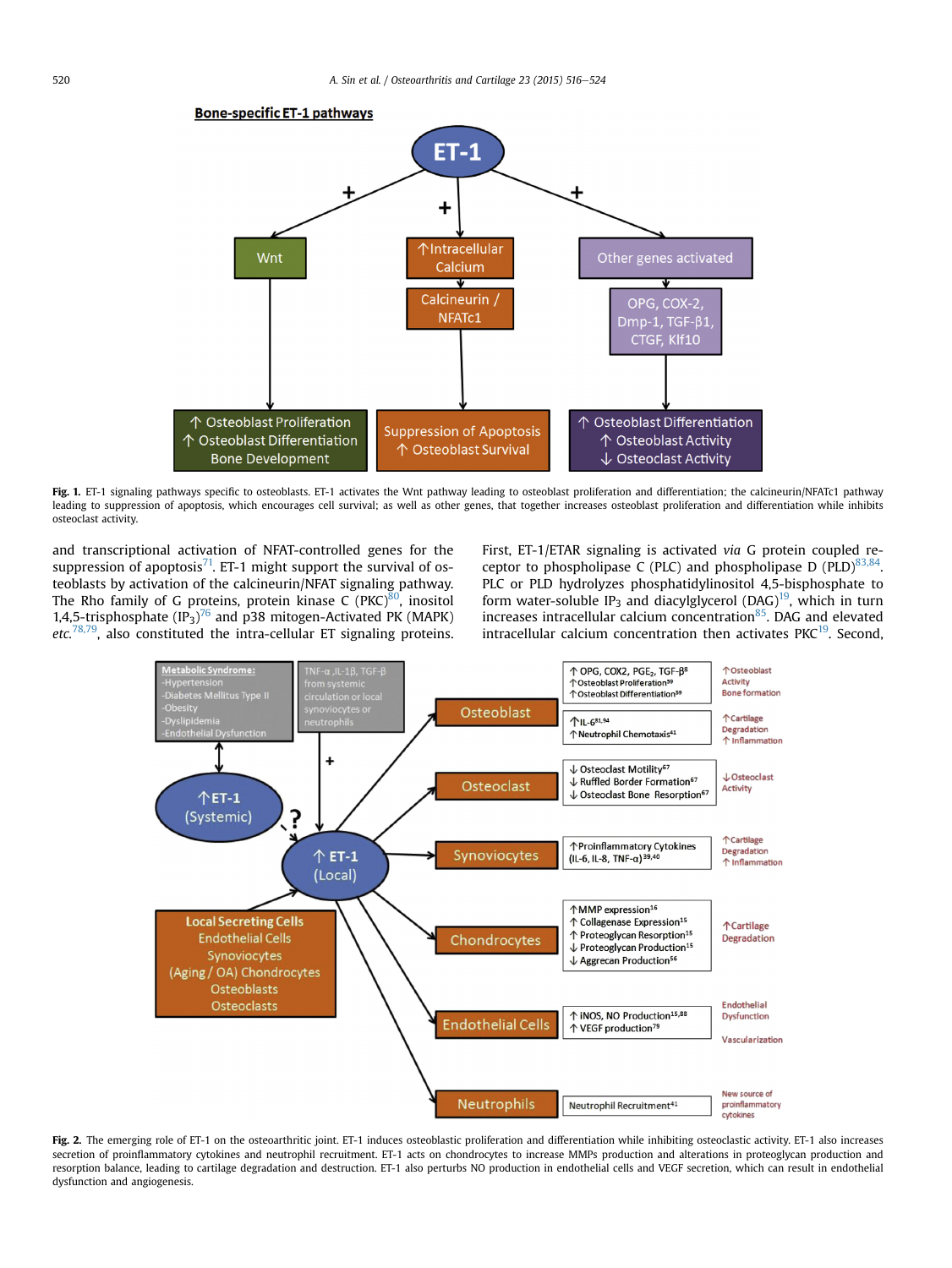**Bone-specific ET-1 pathways**

Fig. 1. ET-1 signaling pathways specific to osteoblasts. ET-1 activates the Wnt pathway leading to osteoblast proliferation and differentiation; the calcineurin/NFATc1 pathway leading to suppression of apoptosis, which encourages cell survival; as well as other genes, that together increases osteoblast proliferation and differentiation while inhibits osteoclast activity.

and transcriptional activation of NFAT-controlled genes for the suppression of apoptosis[71]. ET-1 might support the survival of osteoblasts by activation of the calcineurin/NFAT signaling pathway. The Rho family of G proteins, protein kinase C (PKC)[80], inositol 1,4,5-trisphosphate ($IP_3$)[76] and p38 mitogen-Activated PK (MAPK) *etc.*[78,79], also constituted the intra-cellular ET signaling proteins.

First, ET-1/ETAR signaling is activated *via* G protein coupled receptor to phospholipase C (PLC) and phospholipase D (PLD)[83,84]. PLC or PLD hydrolyzes phosphatidylinositol 4,5-bisphosphate to form water-soluble $IP_3$ and diacylglycerol (DAG)[19], which in turn increases intracellular calcium concentration[85]. DAG and elevated intracellular calcium concentration then activates PKC[19]. Second,

Fig. 2. The emerging role of ET-1 on the osteoarthritic joint. ET-1 induces osteoblastic proliferation and differentiation while inhibiting osteoclastic activity. ET-1 also increases secretion of proinflammatory cytokines and neutrophil recruitment. ET-1 acts on chondrocytes to increase MMPs production and alterations in proteoglycan production and resorption balance, leading to cartilage degradation and destruction. ET-1 also perturbs NO production in endothelial cells and VEGF secretion, which can result in endothelial dysfunction and angiogenesis.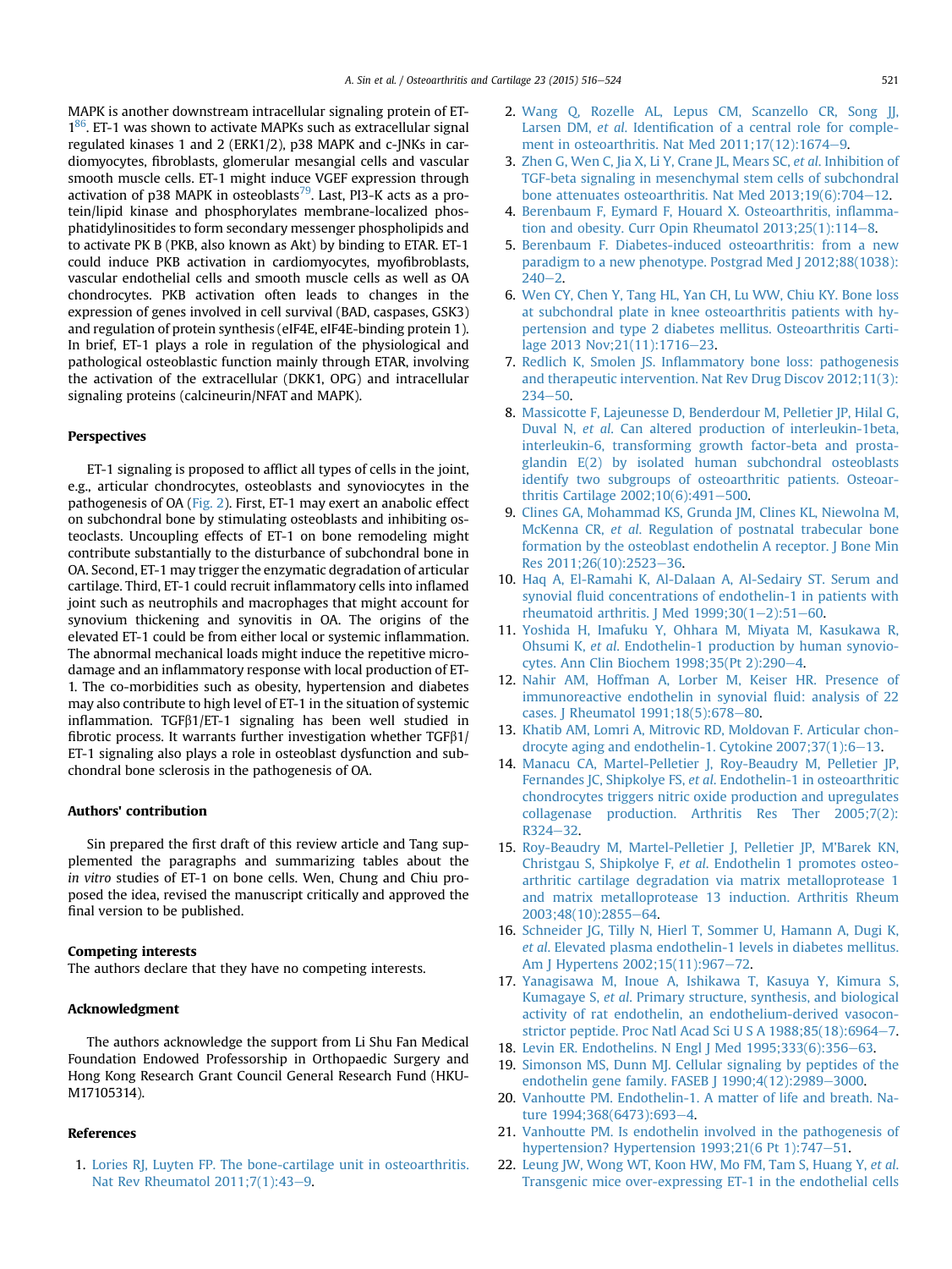MAPK is another downstream intracellular signaling protein of ET-1[86]. ET-1 was shown to activate MAPKs such as extracellular signal regulated kinases 1 and 2 (ERK1/2), p38 MAPK and c-JNKs in cardiomyocytes, fibroblasts, glomerular mesangial cells and vascular smooth muscle cells. ET-1 might induce VGEF expression through activation of p38 MAPK in osteoblasts[79]. Last, PI3-K acts as a protein/lipid kinase and phosphorylates membrane-localized phosphatidylinositides to form secondary messenger phospholipids and to activate PK B (PKB, also known as Akt) by binding to ETAR. ET-1 could induce PKB activation in cardiomyocytes, myofibroblasts, vascular endothelial cells and smooth muscle cells as well as OA chondrocytes. PKB activation often leads to changes in the expression of genes involved in cell survival (BAD, caspases, GSK3) and regulation of protein synthesis (eIF4E, eIF4E-binding protein 1). In brief, ET-1 plays a role in regulation of the physiological and pathological osteoblastic function mainly through ETAR, involving the activation of the extracellular (DKK1, OPG) and intracellular signaling proteins (calcineurin/NFAT and MAPK).

## Perspectives

ET-1 signaling is proposed to afflict all types of cells in the joint, e.g., articular chondrocytes, osteoblasts and synoviocytes in the pathogenesis of OA (Fig. 2). First, ET-1 may exert an anabolic effect on subchondral bone by stimulating osteoblasts and inhibiting osteoclasts. Uncoupling effects of ET-1 on bone remodeling might contribute substantially to the disturbance of subchondral bone in OA. Second, ET-1 may trigger the enzymatic degradation of articular cartilage. Third, ET-1 could recruit inflammatory cells into inflamed joint such as neutrophils and macrophages that might account for synovium thickening and synovitis in OA. The origins of the elevated ET-1 could be from either local or systemic inflammation. The abnormal mechanical loads might induce the repetitive micro-damage and an inflammatory response with local production of ET-1. The co-morbidities such as obesity, hypertension and diabetes may also contribute to high level of ET-1 in the situation of systemic inflammation. TGFβ1/ET-1 signaling has been well studied in fibrotic process. It warrants further investigation whether TGFβ1/ET-1 signaling also plays a role in osteoblast dysfunction and subchondral bone sclerosis in the pathogenesis of OA.

## Authors' contribution

Sin prepared the first draft of this review article and Tang supplemented the paragraphs and summarizing tables about the *in vitro* studies of ET-1 on bone cells. Wen, Chung and Chiu proposed the idea, revised the manuscript critically and approved the final version to be published.

## Competing interests

The authors declare that they have no competing interests.

## Acknowledgment

The authors acknowledge the support from Li Shu Fan Medical Foundation Endowed Professorship in Orthopaedic Surgery and Hong Kong Research Grant Council General Research Fund (HKU-M17105314).

## References

1. Lories RJ, Luyten FP. The bone-cartilage unit in osteoarthritis. Nat Rev Rheumatol 2011;7(1):43–9.
2. Wang Q, Rozelle AL, Lepus CM, Scanzello CR, Song JJ, Larsen DM, *et al.* Identification of a central role for complement in osteoarthritis. Nat Med 2011;17(12):1674–9.
3. Zhen G, Wen C, Jia X, Li Y, Crane JL, Mears SC, *et al.* Inhibition of TGF-beta signaling in mesenchymal stem cells of subchondral bone attenuates osteoarthritis. Nat Med 2013;19(6):704–12.
4. Berenbaum F, Eymard F, Houard X. Osteoarthritis, inflammation and obesity. Curr Opin Rheumatol 2013;25(1):114–8.
5. Berenbaum F. Diabetes-induced osteoarthritis: from a new paradigm to a new phenotype. Postgrad Med J 2012;88(1038):240–2.
6. Wen CY, Chen Y, Tang HL, Yan CH, Lu WW, Chiu KY. Bone loss at subchondral plate in knee osteoarthritis patients with hypertension and type 2 diabetes mellitus. Osteoarthritis Cartilage 2013 Nov;21(11):1716–23.
7. Redlich K, Smolen JS. Inflammatory bone loss: pathogenesis and therapeutic intervention. Nat Rev Drug Discov 2012;11(3):234–50.
8. Massicotte F, Lajeunesse D, Benderdour M, Pelletier JP, Hilal G, Duval N, *et al.* Can altered production of interleukin-1beta, interleukin-6, transforming growth factor-beta and prostaglandin E(2) by isolated human subchondral osteoblasts identify two subgroups of osteoarthritic patients. Osteoarthritis Cartilage 2002;10(6):491–500.
9. Clines GA, Mohammad KS, Grunda JM, Clines KL, Niewolna M, McKenna CR, *et al.* Regulation of postnatal trabecular bone formation by the osteoblast endothelin A receptor. J Bone Min Res 2011;26(10):2523–36.
10. Haq A, El-Ramahi K, Al-Dalaan A, Al-Sedairy ST. Serum and synovial fluid concentrations of endothelin-1 in patients with rheumatoid arthritis. J Med 1999;30(1–2):51–60.
11. Yoshida H, Imafuku Y, Ohhara M, Miyata M, Kasukawa R, Ohsumi K, *et al.* Endothelin-1 production by human synoviocytes. Ann Clin Biochem 1998;35(Pt 2):290–4.
12. Nahir AM, Hoffman A, Lorber M, Keiser HR. Presence of immunoreactive endothelin in synovial fluid: analysis of 22 cases. J Rheumatol 1991;18(5):678–80.
13. Khatib AM, Lomri A, Mitrovic RD, Moldovan F. Articular chondrocyte aging and endothelin-1. Cytokine 2007;37(1):6–13.
14. Manacu CA, Martel-Pelletier J, Roy-Beaudry M, Pelletier JP, Fernandes JC, Shipkolye FS, *et al.* Endothelin-1 in osteoarthritic chondrocytes triggers nitric oxide production and upregulates collagenase production. Arthritis Res Ther 2005;7(2):R324–32.
15. Roy-Beaudry M, Martel-Pelletier J, Pelletier JP, M'Barek KN, Christgau S, Shipkolye F, *et al.* Endothelin 1 promotes osteoarthritic cartilage degradation via matrix metalloprotease 1 and matrix metalloprotease 13 induction. Arthritis Rheum 2003;48(10):2855–64.
16. Schneider JG, Tilly N, Hierl T, Sommer U, Hamann A, Dugi K, *et al.* Elevated plasma endothelin-1 levels in diabetes mellitus. Am J Hypertens 2002;15(11):967–72.
17. Yanagisawa M, Inoue A, Ishikawa T, Kasuya Y, Kimura S, Kumagaye S, *et al.* Primary structure, synthesis, and biological activity of rat endothelin, an endothelium-derived vasoconstrictor peptide. Proc Natl Acad Sci U S A 1988;85(18):6964–7.
18. Levin ER. Endothelins. N Engl J Med 1995;333(6):356–63.
19. Simonson MS, Dunn MJ. Cellular signaling by peptides of the endothelin gene family. FASEB J 1990;4(12):2989–3000.
20. Vanhoutte PM. Endothelin-1. A matter of life and breath. Nature 1994;368(6473):693–4.
21. Vanhoutte PM. Is endothelin involved in the pathogenesis of hypertension? Hypertension 1993;21(6 Pt 1):747–51.
22. Leung JW, Wong WT, Koon HW, Mo FM, Tam S, Huang Y, *et al.* Transgenic mice over-expressing ET-1 in the endothelial cells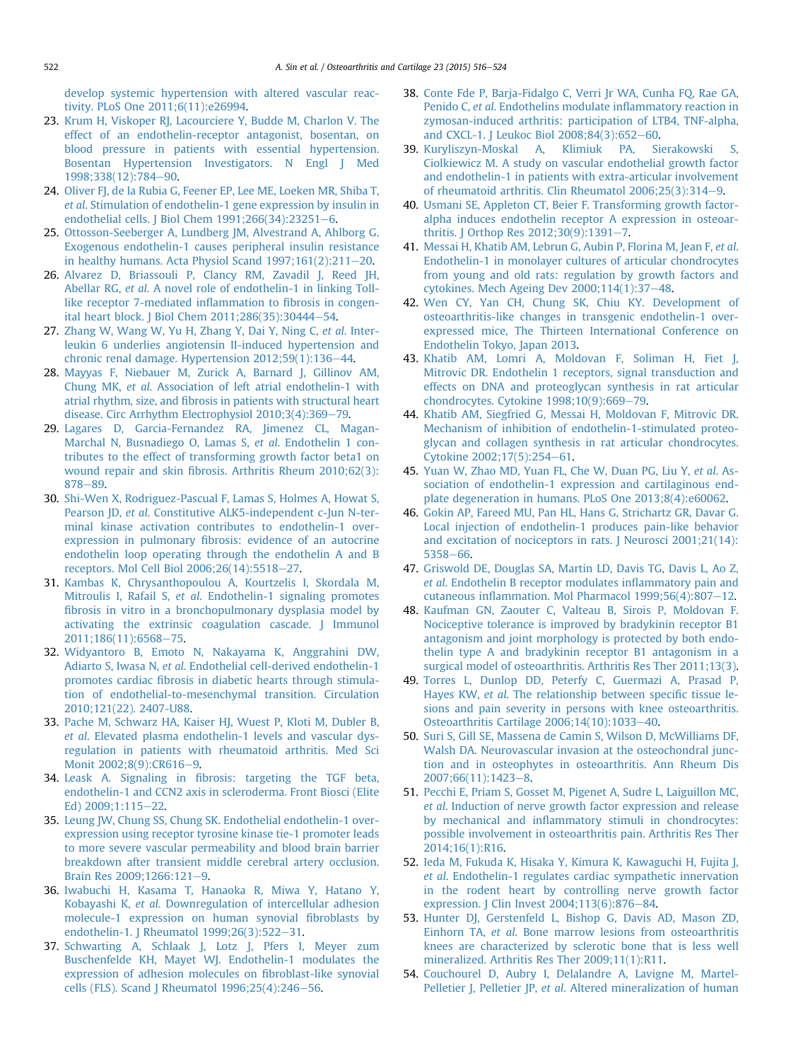develop systemic hypertension with altered vascular reactivity. PLoS One 2011;6(11):e26994.

23. Krum H, Viskoper RJ, Lacourciere Y, Budde M, Charlon V. The effect of an endothelin-receptor antagonist, bosentan, on blood pressure in patients with essential hypertension. Bosentan Hypertension Investigators. N Engl J Med 1998;338(12):784–90.
24. Oliver FJ, de la Rubia G, Feener EP, Lee ME, Loeken MR, Shiba T, *et al.* Stimulation of endothelin-1 gene expression by insulin in endothelial cells. J Biol Chem 1991;266(34):23251–6.
25. Ottosson-Seeberger A, Lundberg JM, Alvestrand A, Ahlborg G. Exogenous endothelin-1 causes peripheral insulin resistance in healthy humans. Acta Physiol Scand 1997;161(2):211–20.
26. Alvarez D, Briassouli P, Clancy RM, Zavadil J, Reed JH, Abellar RG, *et al.* A novel role of endothelin-1 in linking Toll-like receptor 7-mediated inflammation to fibrosis in congenital heart block. J Biol Chem 2011;286(35):30444–54.
27. Zhang W, Wang W, Yu H, Zhang Y, Dai Y, Ning C, *et al.* Interleukin 6 underlies angiotensin II-induced hypertension and chronic renal damage. Hypertension 2012;59(1):136–44.
28. Mayyas F, Niebauer M, Zurick A, Barnard J, Gillinov AM, Chung MK, *et al.* Association of left atrial endothelin-1 with atrial rhythm, size, and fibrosis in patients with structural heart disease. Circ Arrhythm Electrophysiol 2010;3(4):369–79.
29. Lagares D, Garcia-Fernandez RA, Jimenez CL, Magan-Marchal N, Busnadiego O, Lamas S, *et al.* Endothelin 1 contributes to the effect of transforming growth factor beta1 on wound repair and skin fibrosis. Arthritis Rheum 2010;62(3):878–89.
30. Shi-Wen X, Rodriguez-Pascual F, Lamas S, Holmes A, Howat S, Pearson JD, *et al.* Constitutive ALK5-independent c-Jun N-terminal kinase activation contributes to endothelin-1 overexpression in pulmonary fibrosis: evidence of an autocrine endothelin loop operating through the endothelin A and B receptors. Mol Cell Biol 2006;26(14):5518–27.
31. Kambas K, Chrysanthopoulou A, Kourtzelis I, Skordala M, Mitroulis I, Rafail S, *et al.* Endothelin-1 signaling promotes fibrosis in vitro in a bronchopulmonary dysplasia model by activating the extrinsic coagulation cascade. J Immunol 2011;186(11):6568–75.
32. Widyantoro B, Emoto N, Nakayama K, Anggrahini DW, Adiarto S, Iwasa N, *et al.* Endothelial cell-derived endothelin-1 promotes cardiac fibrosis in diabetic hearts through stimulation of endothelial-to-mesenchymal transition. Circulation 2010;121(22). 2407-U88.
33. Pache M, Schwarz HA, Kaiser HJ, Wuest P, Kloti M, Dubler B, *et al.* Elevated plasma endothelin-1 levels and vascular dysregulation in patients with rheumatoid arthritis. Med Sci Monit 2002;8(9):CR616–9.
34. Leask A. Signaling in fibrosis: targeting the TGF beta, endothelin-1 and CCN2 axis in scleroderma. Front Biosci (Elite Ed) 2009;1:115–22.
35. Leung JW, Chung SS, Chung SK. Endothelial endothelin-1 overexpression using receptor tyrosine kinase tie-1 promoter leads to more severe vascular permeability and blood brain barrier breakdown after transient middle cerebral artery occlusion. Brain Res 2009;1266:121–9.
36. Iwabuchi H, Kasama T, Hanaoka R, Miwa Y, Hatano Y, Kobayashi K, *et al.* Downregulation of intercellular adhesion molecule-1 expression on human synovial fibroblasts by endothelin-1. J Rheumatol 1999;26(3):522–31.
37. Schwarting A, Schlaak J, Lotz J, Pfers I, Meyer zum Buschenfelde KH, Mayet WJ. Endothelin-1 modulates the expression of adhesion molecules on fibroblast-like synovial cells (FLS). Scand J Rheumatol 1996;25(4):246–56.
38. Conte Fde P, Barja-Fidalgo C, Verri Jr WA, Cunha FQ, Rae GA, Penido C, *et al.* Endothelins modulate inflammatory reaction in zymosan-induced arthritis: participation of LTB4, TNF-alpha, and CXCL-1. J Leukoc Biol 2008;84(3):652–60.
39. Kuryliszyn-Moskal A, Klimiuk PA, Sierakowski S, Ciolkiewicz M. A study on vascular endothelial growth factor and endothelin-1 in patients with extra-articular involvement of rheumatoid arthritis. Clin Rheumatol 2006;25(3):314–9.
40. Usmani SE, Appleton CT, Beier F. Transforming growth factor-alpha induces endothelin receptor A expression in osteoarthritis. J Orthop Res 2012;30(9):1391–7.
41. Messai H, Khatib AM, Lebrun G, Aubin P, Florina M, Jean F, *et al.* Endothelin-1 in monolayer cultures of articular chondrocytes from young and old rats: regulation by growth factors and cytokines. Mech Ageing Dev 2000;114(1):37–48.
42. Wen CY, Yan CH, Chung SK, Chiu KY. Development of osteoarthritis-like changes in transgenic endothelin-1 overexpressed mice, The Thirteen International Conference on Endothelin Tokyo, Japan 2013.
43. Khatib AM, Lomri A, Moldovan F, Soliman H, Fiet J, Mitrovic DR. Endothelin 1 receptors, signal transduction and effects on DNA and proteoglycan synthesis in rat articular chondrocytes. Cytokine 1998;10(9):669–79.
44. Khatib AM, Siegfried G, Messai H, Moldovan F, Mitrovic DR. Mechanism of inhibition of endothelin-1-stimulated proteoglycan and collagen synthesis in rat articular chondrocytes. Cytokine 2002;17(5):254–61.
45. Yuan W, Zhao MD, Yuan FL, Che W, Duan PG, Liu Y, *et al.* Association of endothelin-1 expression and cartilaginous endplate degeneration in humans. PLoS One 2013;8(4):e60062.
46. Gokin AP, Fareed MU, Pan HL, Hans G, Strichartz GR, Davar G. Local injection of endothelin-1 produces pain-like behavior and excitation of nociceptors in rats. J Neurosci 2001;21(14):5358–66.
47. Griswold DE, Douglas SA, Martin LD, Davis TG, Davis L, Ao Z, *et al.* Endothelin B receptor modulates inflammatory pain and cutaneous inflammation. Mol Pharmacol 1999;56(4):807–12.
48. Kaufman GN, Zaouter C, Valteau B, Sirois P, Moldovan F. Nociceptive tolerance is improved by bradykinin receptor B1 antagonism and joint morphology is protected by both endothelin type A and bradykinin receptor B1 antagonism in a surgical model of osteoarthritis. Arthritis Res Ther 2011;13(3).
49. Torres L, Dunlop DD, Peterfy C, Guermazi A, Prasad P, Hayes KW, *et al.* The relationship between specific tissue lesions and pain severity in persons with knee osteoarthritis. Osteoarthritis Cartilage 2006;14(10):1033–40.
50. Suri S, Gill SE, Massena de Camin S, Wilson D, McWilliams DF, Walsh DA. Neurovascular invasion at the osteochondral junction and in osteophytes in osteoarthritis. Ann Rheum Dis 2007;66(11):1423–8.
51. Pecchi E, Priam S, Gosset M, Pigenet A, Sudre L, Laiguillon MC, *et al.* Induction of nerve growth factor expression and release by mechanical and inflammatory stimuli in chondrocytes: possible involvement in osteoarthritis pain. Arthritis Res Ther 2014;16(1):R16.
52. Ieda M, Fukuda K, Hisaka Y, Kimura K, Kawaguchi H, Fujita J, *et al.* Endothelin-1 regulates cardiac sympathetic innervation in the rodent heart by controlling nerve growth factor expression. J Clin Invest 2004;113(6):876–84.
53. Hunter DJ, Gerstenfeld L, Bishop G, Davis AD, Mason ZD, Einhorn TA, *et al.* Bone marrow lesions from osteoarthritis knees are characterized by sclerotic bone that is less well mineralized. Arthritis Res Ther 2009;11(1):R11.
54. Couchourel D, Aubry I, Delalandre A, Lavigne M, Martel-Pelletier J, Pelletier JP, *et al.* Altered mineralization of human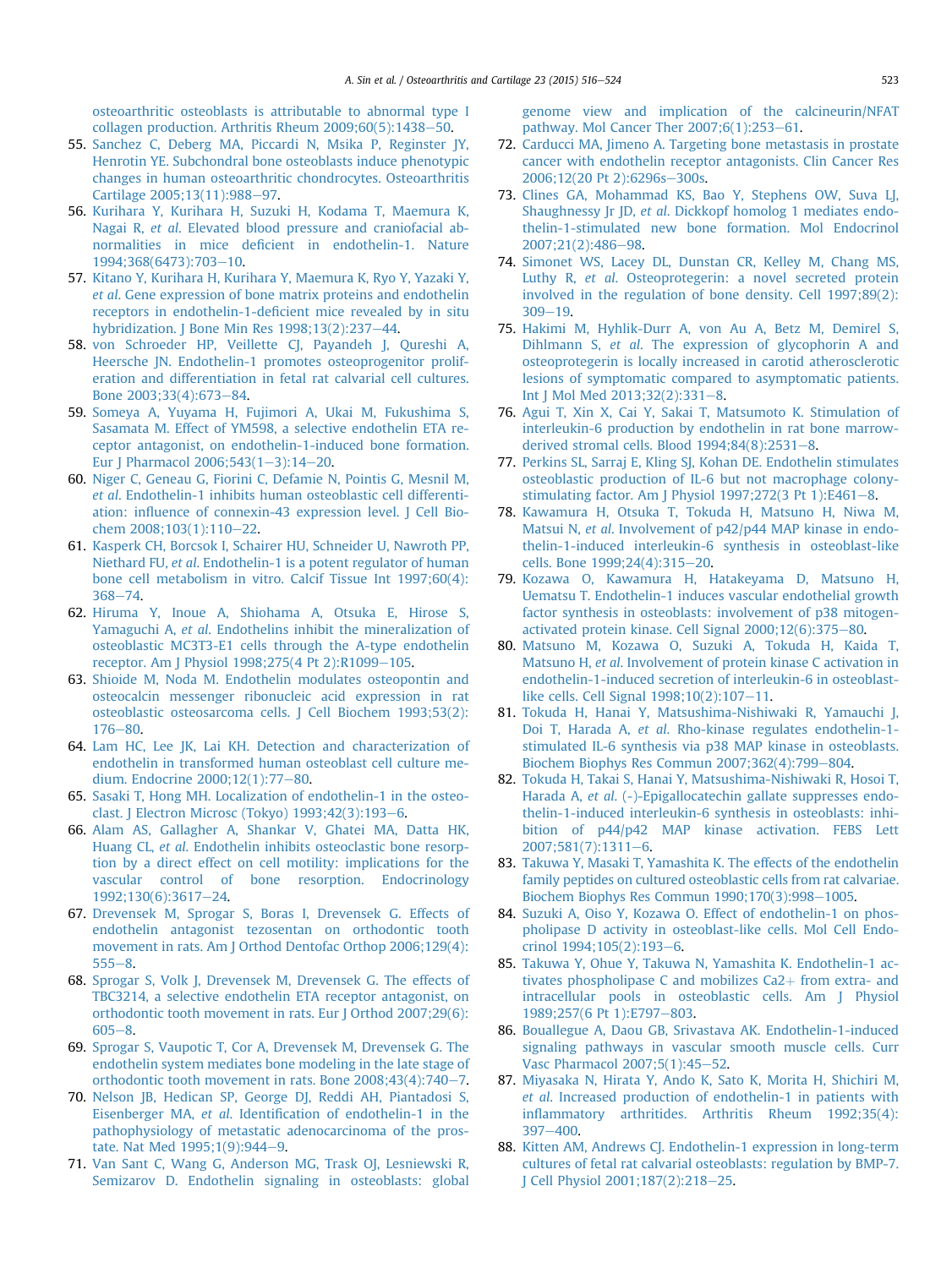osteoarthritic osteoblasts is attributable to abnormal type I collagen production. Arthritis Rheum 2009;60(5):1438–50.

55. Sanchez C, Deberg MA, Piccardi N, Msika P, Reginster JY, Henrotin YE. Subchondral bone osteoblasts induce phenotypic changes in human osteoarthritic chondrocytes. Osteoarthritis Cartilage 2005;13(11):988–97.
56. Kurihara Y, Kurihara H, Suzuki H, Kodama T, Maemura K, Nagai R, *et al.* Elevated blood pressure and craniofacial abnormalities in mice deficient in endothelin-1. Nature 1994;368(6473):703–10.
57. Kitano Y, Kurihara H, Kurihara Y, Maemura K, Ryo Y, Yazaki Y, *et al.* Gene expression of bone matrix proteins and endothelin receptors in endothelin-1-deficient mice revealed by in situ hybridization. J Bone Min Res 1998;13(2):237–44.
58. von Schroeder HP, Veillette CJ, Payandeh J, Qureshi A, Heersche JN. Endothelin-1 promotes osteoprogenitor proliferation and differentiation in fetal rat calvarial cell cultures. Bone 2003;33(4):673–84.
59. Someya A, Yuyama H, Fujimori A, Ukai M, Fukushima S, Sasamata M. Effect of YM598, a selective endothelin ETA receptor antagonist, on endothelin-1-induced bone formation. Eur J Pharmacol 2006;543(1–3):14–20.
60. Niger C, Geneau G, Fiorini C, Defamie N, Pointis G, Mesnil M, *et al.* Endothelin-1 inhibits human osteoblastic cell differentiation: influence of connexin-43 expression level. J Cell Biochem 2008;103(1):110–22.
61. Kasperk CH, Borcsok I, Schairer HU, Schneider U, Nawroth PP, Niethard FU, *et al.* Endothelin-1 is a potent regulator of human bone cell metabolism in vitro. Calcif Tissue Int 1997;60(4):368–74.
62. Hiruma Y, Inoue A, Shiohama A, Otsuka E, Hirose S, Yamaguchi A, *et al.* Endothelins inhibit the mineralization of osteoblastic MC3T3-E1 cells through the A-type endothelin receptor. Am J Physiol 1998;275(4 Pt 2):R1099–105.
63. Shioide M, Noda M. Endothelin modulates osteopontin and osteocalcin messenger ribonucleic acid expression in rat osteoblastic osteosarcoma cells. J Cell Biochem 1993;53(2):176–80.
64. Lam HC, Lee JK, Lai KH. Detection and characterization of endothelin in transformed human osteoblast cell culture medium. Endocrine 2000;12(1):77–80.
65. Sasaki T, Hong MH. Localization of endothelin-1 in the osteoclast. J Electron Microsc (Tokyo) 1993;42(3):193–6.
66. Alam AS, Gallagher A, Shankar V, Ghatei MA, Datta HK, Huang CL, *et al.* Endothelin inhibits osteoclastic bone resorption by a direct effect on cell motility: implications for the vascular control of bone resorption. Endocrinology 1992;130(6):3617–24.
67. Drevensek M, Sprogar S, Boras I, Drevensek G. Effects of endothelin antagonist tezosentan on orthodontic tooth movement in rats. Am J Orthod Dentofac Orthop 2006;129(4):555–8.
68. Sprogar S, Volk J, Drevensek M, Drevensek G. The effects of TBC3214, a selective endothelin ETA receptor antagonist, on orthodontic tooth movement in rats. Eur J Orthod 2007;29(6):605–8.
69. Sprogar S, Vaupotic T, Cor A, Drevensek M, Drevensek G. The endothelin system mediates bone modeling in the late stage of orthodontic tooth movement in rats. Bone 2008;43(4):740–7.
70. Nelson JB, Hedican SP, George DJ, Reddi AH, Piantadosi S, Eisenberger MA, *et al.* Identification of endothelin-1 in the pathophysiology of metastatic adenocarcinoma of the prostate. Nat Med 1995;1(9):944–9.
71. Van Sant C, Wang G, Anderson MG, Trask OJ, Lesniewski R, Semizarov D. Endothelin signaling in osteoblasts: global genome view and implication of the calcineurin/NFAT pathway. Mol Cancer Ther 2007;6(1):253–61.
72. Carducci MA, Jimeno A. Targeting bone metastasis in prostate cancer with endothelin receptor antagonists. Clin Cancer Res 2006;12(20 Pt 2):6296s–300s.
73. Clines GA, Mohammad KS, Bao Y, Stephens OW, Suva LJ, Shaughnessy Jr JD, *et al.* Dickkopf homolog 1 mediates endothelin-1-stimulated new bone formation. Mol Endocrinol 2007;21(2):486–98.
74. Simonet WS, Lacey DL, Dunstan CR, Kelley M, Chang MS, Luthy R, *et al.* Osteoprotegerin: a novel secreted protein involved in the regulation of bone density. Cell 1997;89(2):309–19.
75. Hakimi M, Hyhlik-Durr A, von Au A, Betz M, Demirel S, Dihlmann S, *et al.* The expression of glycophorin A and osteoprotegerin is locally increased in carotid atherosclerotic lesions of symptomatic compared to asymptomatic patients. Int J Mol Med 2013;32(2):331–8.
76. Agui T, Xin X, Cai Y, Sakai T, Matsumoto K. Stimulation of interleukin-6 production by endothelin in rat bone marrow-derived stromal cells. Blood 1994;84(8):2531–8.
77. Perkins SL, Sarraj E, Kling SJ, Kohan DE. Endothelin stimulates osteoblastic production of IL-6 but not macrophage colony-stimulating factor. Am J Physiol 1997;272(3 Pt 1):E461–8.
78. Kawamura H, Otsuka T, Tokuda H, Matsuno H, Niwa M, Matsui N, *et al.* Involvement of p42/p44 MAP kinase in endothelin-1-induced interleukin-6 synthesis in osteoblast-like cells. Bone 1999;24(4):315–20.
79. Kozawa O, Kawamura H, Hatakeyama D, Matsuno H, Uematsu T. Endothelin-1 induces vascular endothelial growth factor synthesis in osteoblasts: involvement of p38 mitogen-activated protein kinase. Cell Signal 2000;12(6):375–80.
80. Matsuno M, Kozawa O, Suzuki A, Tokuda H, Kaida T, Matsuno H, *et al.* Involvement of protein kinase C activation in endothelin-1-induced secretion of interleukin-6 in osteoblast-like cells. Cell Signal 1998;10(2):107–11.
81. Tokuda H, Hanai Y, Matsushima-Nishiwaki R, Yamauchi J, Doi T, Harada A, *et al.* Rho-kinase regulates endothelin-1-stimulated IL-6 synthesis via p38 MAP kinase in osteoblasts. Biochem Biophys Res Commun 2007;362(4):799–804.
82. Tokuda H, Takai S, Hanai Y, Matsushima-Nishiwaki R, Hosoi T, Harada A, *et al.* (-)-Epigallocatechin gallate suppresses endothelin-1-induced interleukin-6 synthesis in osteoblasts: inhibition of p44/p42 MAP kinase activation. FEBS Lett 2007;581(7):1311–6.
83. Takuwa Y, Masaki T, Yamashita K. The effects of the endothelin family peptides on cultured osteoblastic cells from rat calvariae. Biochem Biophys Res Commun 1990;170(3):998–1005.
84. Suzuki A, Oiso Y, Kozawa O. Effect of endothelin-1 on phospholipase D activity in osteoblast-like cells. Mol Cell Endocrinol 1994;105(2):193–6.
85. Takuwa Y, Ohue Y, Takuwa N, Yamashita K. Endothelin-1 activates phospholipase C and mobilizes $Ca^{2+}$ from extra- and intracellular pools in osteoblastic cells. Am J Physiol 1989;257(6 Pt 1):E797–803.
86. Bouallegue A, Daou GB, Srivastava AK. Endothelin-1-induced signaling pathways in vascular smooth muscle cells. Curr Vasc Pharmacol 2007;5(1):45–52.
87. Miyasaka N, Hirata Y, Ando K, Sato K, Morita H, Shichiri M, *et al.* Increased production of endothelin-1 in patients with inflammatory arthritides. Arthritis Rheum 1992;35(4):397–400.
88. Kitten AM, Andrews CJ. Endothelin-1 expression in long-term cultures of fetal rat calvarial osteoblasts: regulation by BMP-7. J Cell Physiol 2001;187(2):218–25.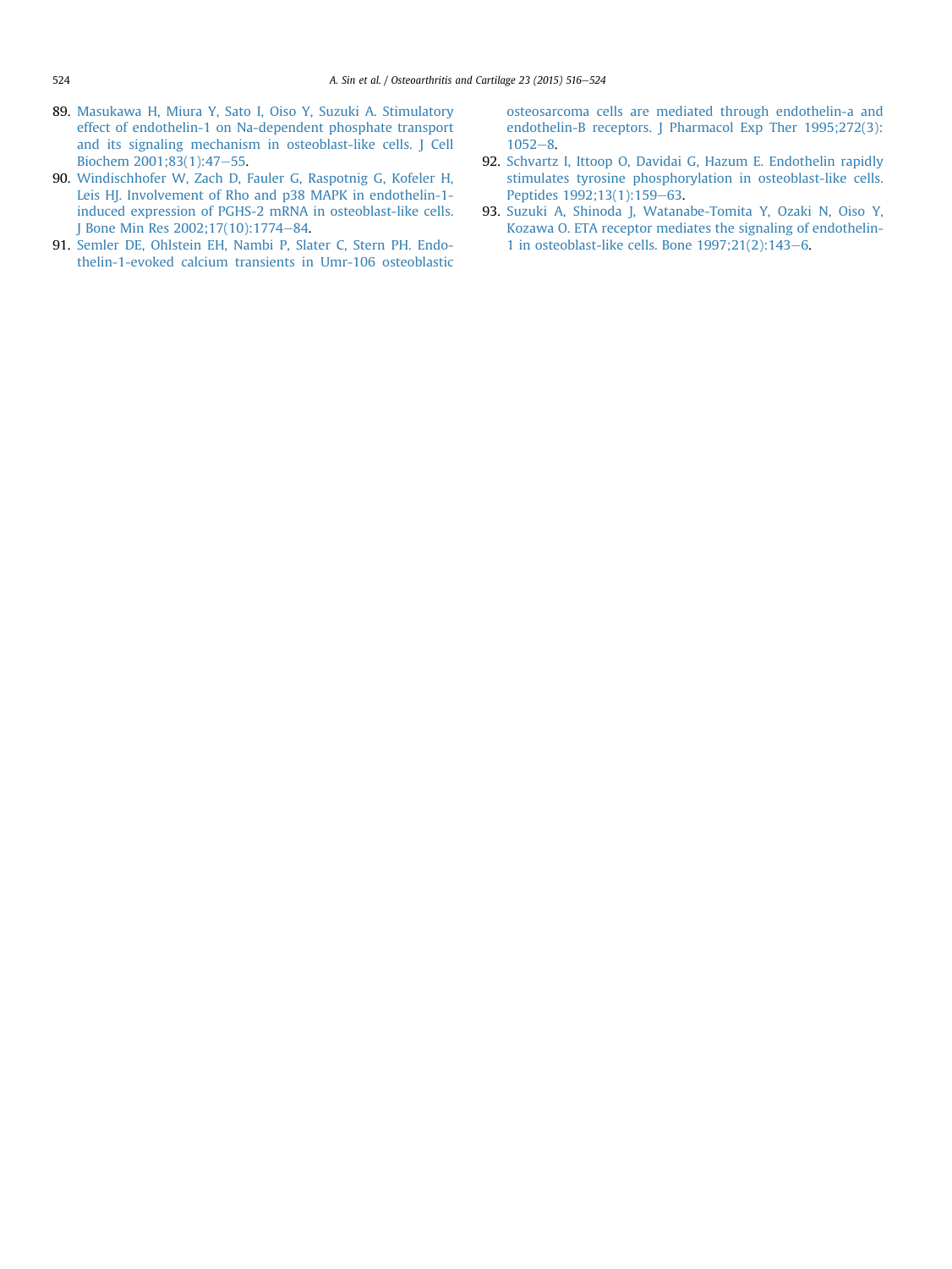89. Masukawa H, Miura Y, Sato I, Oiso Y, Suzuki A. Stimulatory effect of endothelin-1 on Na-dependent phosphate transport and its signaling mechanism in osteoblast-like cells. J Cell Biochem 2001;83(1):47–55.
90. Windischhofer W, Zach D, Fauler G, Raspotnig G, Kofeler H, Leis HJ. Involvement of Rho and p38 MAPK in endothelin-1-induced expression of PGHS-2 mRNA in osteoblast-like cells. J Bone Min Res 2002;17(10):1774–84.
91. Semler DE, Ohlstein EH, Nambi P, Slater C, Stern PH. Endothelin-1-evoked calcium transients in Umr-106 osteoblastic osteosarcoma cells are mediated through endothelin-a and endothelin-B receptors. J Pharmacol Exp Ther 1995;272(3):1052–8.
92. Schvartz I, Ittoop O, Davidai G, Hazum E. Endothelin rapidly stimulates tyrosine phosphorylation in osteoblast-like cells. Peptides 1992;13(1):159–63.
93. Suzuki A, Shinoda J, Watanabe-Tomita Y, Ozaki N, Oiso Y, Kozawa O. ETA receptor mediates the signaling of endothelin-1 in osteoblast-like cells. Bone 1997;21(2):143–6.